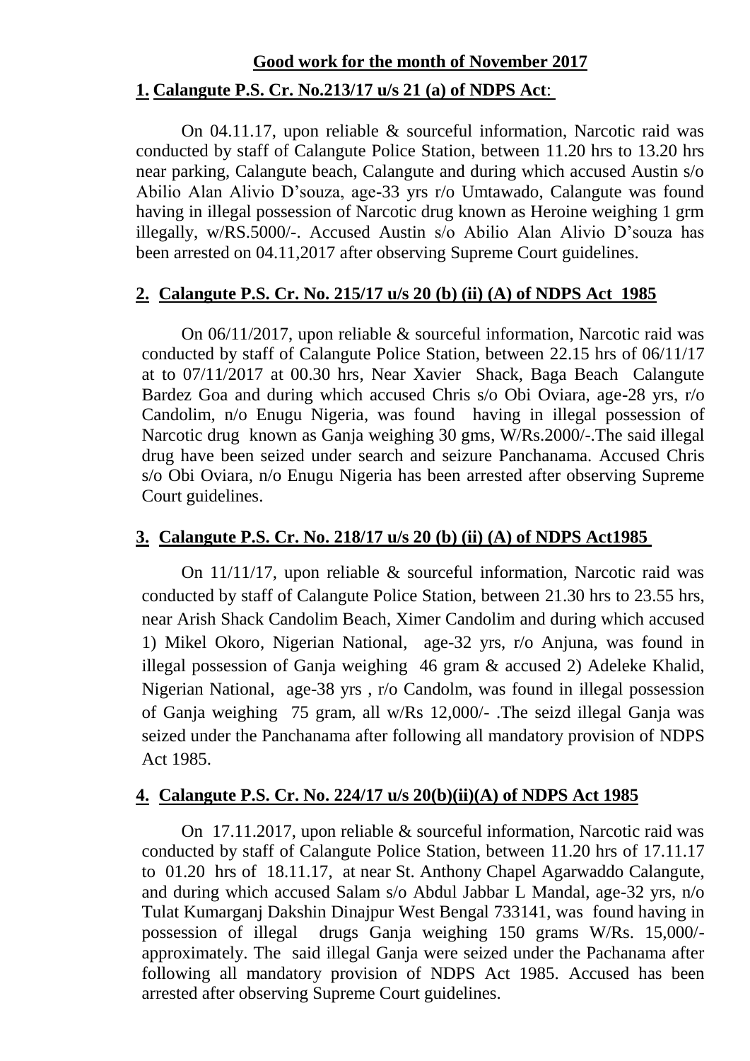## Good work for the month of November 2017

### 1. Calangute P.S. Cr. No.213/17 u/s 21 (a) of NDPS Act:

On 04.11.17, upon reliable & sourceful information, Narcotic raid was conducted by staff of Calangute Police Station, between 11.20 hrs to 13.20 hrs near parking, Calangute beach, Calangute and during which accused Austin s/o Abilio Alan Alivio D'souza, age-33 yrs r/o Umtawado, Calangute was found having in illegal possession of Narcotic drug known as Heroine weighing 1 grm illegally, w/RS.5000/-. Accused Austin s/o Abilio Alan Alivio D'souza has been arrested on 04.11,2017 after observing Supreme Court guidelines.

### 2. Calangute P.S. Cr. No. 215/17 u/s 20 (b) (ii) (A) of NDPS Act 1985

On 06/11/2017, upon reliable & sourceful information, Narcotic raid was conducted by staff of Calangute Police Station, between 22.15 hrs of 06/11/17 at to 07/11/2017 at 00.30 hrs, Near Xavier Shack, Baga Beach Calangute Bardez Goa and during which accused Chris s/o Obi Oviara, age-28 yrs, r/o Candolim, n/o Enugu Nigeria, was found having in illegal possession of Narcotic drug known as Ganja weighing 30 gms, W/Rs.2000/-.The said illegal drug have been seized under search and seizure Panchanama. Accused Chris s/o Obi Oviara, n/o Enugu Nigeria has been arrested after observing Supreme Court guidelines.

### 3. Calangute P.S. Cr. No. 218/17 u/s 20 (b) (ii) (A) of NDPS Act1985

On 11/11/17, upon reliable & sourceful information, Narcotic raid was conducted by staff of Calangute Police Station, between 21.30 hrs to 23.55 hrs, near Arish Shack Candolim Beach, Ximer Candolim and during which accused 1) Mikel Okoro, Nigerian National, age-32 yrs, r/o Anjuna, was found in illegal possession of Ganja weighing 46 gram & accused 2) Adeleke Khalid, Nigerian National, age-38 yrs , r/o Candolm, was found in illegal possession of Ganja weighing 75 gram, all w/Rs 12,000/- .The seizd illegal Ganja was seized under the Panchanama after following all mandatory provision of NDPS Act 1985.

### 4. Calangute P.S. Cr. No. 224/17 u/s 20(b)(ii)(A) of NDPS Act 1985

On 17.11.2017, upon reliable & sourceful information, Narcotic raid was conducted by staff of Calangute Police Station, between 11.20 hrs of 17.11.17 to 01.20 hrs of 18.11.17, at near St. Anthony Chapel Agarwaddo Calangute, and during which accused Salam s/o Abdul Jabbar L Mandal, age-32 yrs, n/o Tulat Kumarganj Dakshin Dinajpur West Bengal 733141, was found having in possession of illegal drugs Ganja weighing 150 grams W/Rs. 15,000/- approximately. The said illegal Ganja were seized under the Pachanama after following all mandatory provision of NDPS Act 1985. Accused has been arrested after observing Supreme Court guidelines.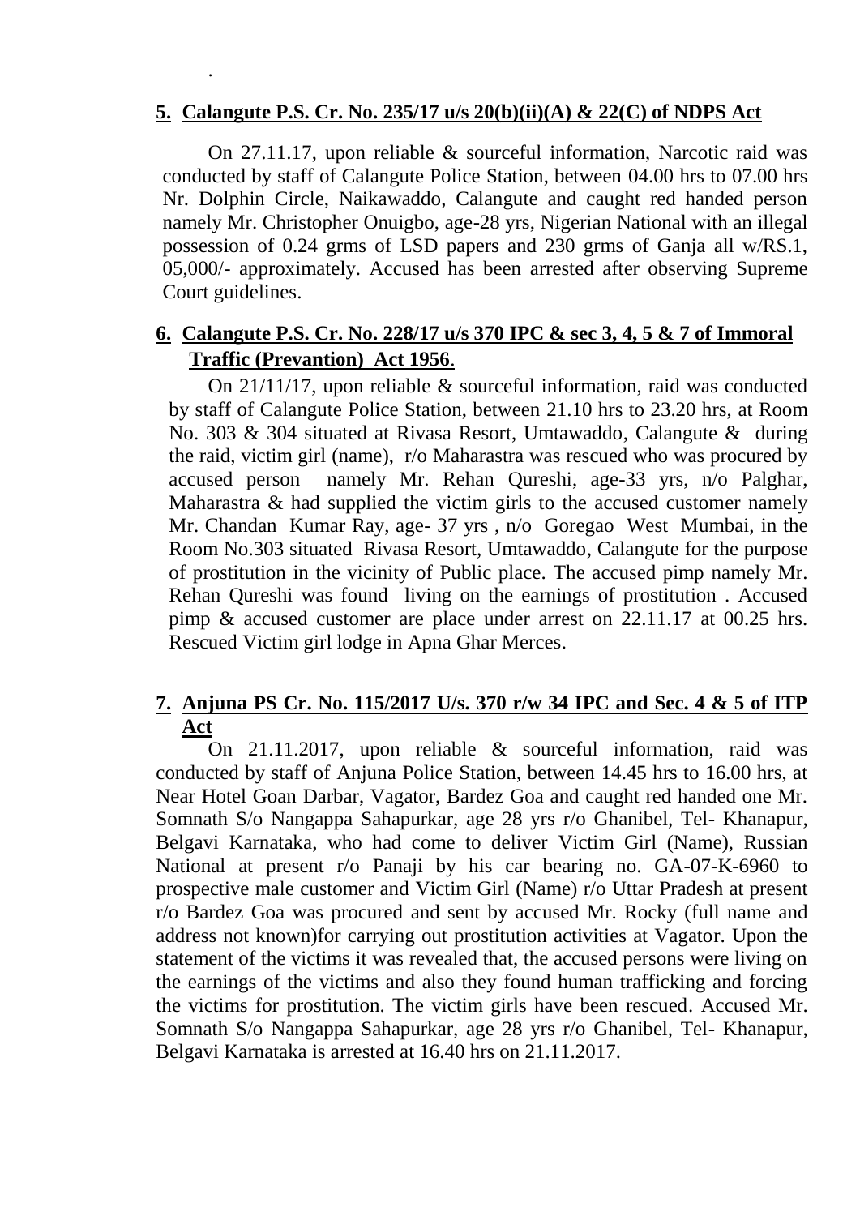.

**5. Calangute P.S. Cr. No. 235/17 u/s 20(b)(ii)(A) & 22(C) of NDPS Act**

On 27.11.17, upon reliable & sourceful information, Narcotic raid was conducted by staff of Calangute Police Station, between 04.00 hrs to 07.00 hrs Nr. Dolphin Circle, Naikawaddo, Calangute and caught red handed person namely Mr. Christopher Onuigbo, age-28 yrs, Nigerian National with an illegal possession of 0.24 grms of LSD papers and 230 grms of Ganja all w/RS.1, 05,000/- approximately. Accused has been arrested after observing Supreme Court guidelines.

**6. Calangute P.S. Cr. No. 228/17 u/s 370 IPC & sec 3, 4, 5 & 7 of Immoral Traffic (Prevantion) Act 1956**.

On 21/11/17, upon reliable & sourceful information, raid was conducted by staff of Calangute Police Station, between 21.10 hrs to 23.20 hrs, at Room No. 303 & 304 situated at Rivasa Resort, Umtawaddo, Calangute & during the raid, victim girl (name), r/o Maharastra was rescued who was procured by accused person namely Mr. Rehan Qureshi, age-33 yrs, n/o Palghar, Maharastra & had supplied the victim girls to the accused customer namely Mr. Chandan Kumar Ray, age- 37 yrs , n/o Goregao West Mumbai, in the Room No.303 situated Rivasa Resort, Umtawaddo, Calangute for the purpose of prostitution in the vicinity of Public place. The accused pimp namely Mr. Rehan Qureshi was found living on the earnings of prostitution . Accused pimp & accused customer are place under arrest on 22.11.17 at 00.25 hrs. Rescued Victim girl lodge in Apna Ghar Merces.

**7. Anjuna PS Cr. No. 115/2017 U/s. 370 r/w 34 IPC and Sec. 4 & 5 of ITP Act**

On 21.11.2017, upon reliable & sourceful information, raid was conducted by staff of Anjuna Police Station, between 14.45 hrs to 16.00 hrs, at Near Hotel Goan Darbar, Vagator, Bardez Goa and caught red handed one Mr. Somnath S/o Nangappa Sahapurkar, age 28 yrs r/o Ghanibel, Tel- Khanapur, Belgavi Karnataka, who had come to deliver Victim Girl (Name), Russian National at present r/o Panaji by his car bearing no. GA-07-K-6960 to prospective male customer and Victim Girl (Name) r/o Uttar Pradesh at present r/o Bardez Goa was procured and sent by accused Mr. Rocky (full name and address not known)for carrying out prostitution activities at Vagator. Upon the statement of the victims it was revealed that, the accused persons were living on the earnings of the victims and also they found human trafficking and forcing the victims for prostitution. The victim girls have been rescued. Accused Mr. Somnath S/o Nangappa Sahapurkar, age 28 yrs r/o Ghanibel, Tel- Khanapur, Belgavi Karnataka is arrested at 16.40 hrs on 21.11.2017.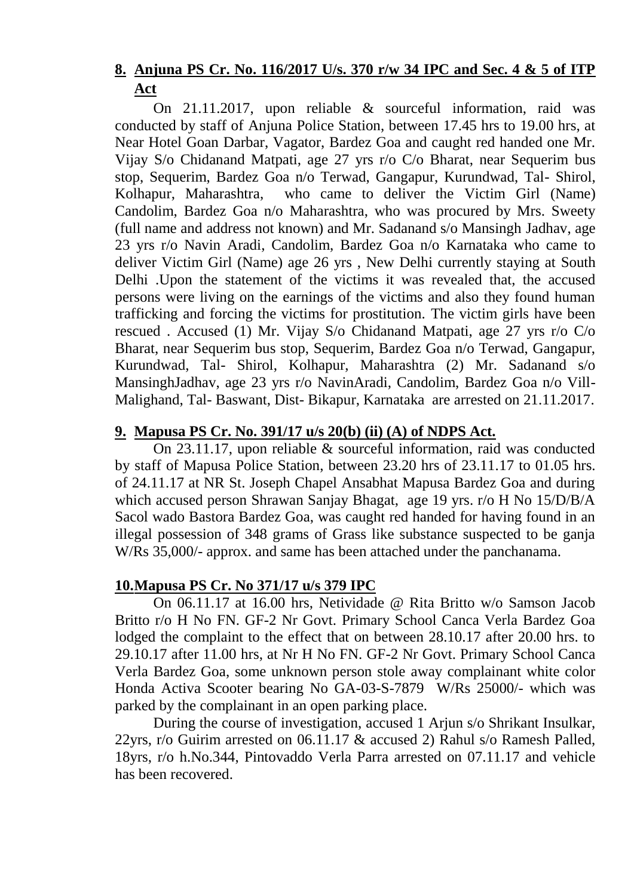## 8. Anjuna PS Cr. No. 116/2017 U/s. 370 r/w 34 IPC and Sec. 4 & 5 of ITP Act

On 21.11.2017, upon reliable & sourceful information, raid was conducted by staff of Anjuna Police Station, between 17.45 hrs to 19.00 hrs, at Near Hotel Goan Darbar, Vagator, Bardez Goa and caught red handed one Mr. Vijay S/o Chidanand Matpati, age 27 yrs r/o C/o Bharat, near Sequerim bus stop, Sequerim, Bardez Goa n/o Terwad, Gangapur, Kurundwad, Tal- Shirol, Kolhapur, Maharashtra, who came to deliver the Victim Girl (Name) Candolim, Bardez Goa n/o Maharashtra, who was procured by Mrs. Sweety (full name and address not known) and Mr. Sadanand s/o Mansingh Jadhav, age 23 yrs r/o Navin Aradi, Candolim, Bardez Goa n/o Karnataka who came to deliver Victim Girl (Name) age 26 yrs , New Delhi currently staying at South Delhi .Upon the statement of the victims it was revealed that, the accused persons were living on the earnings of the victims and also they found human trafficking and forcing the victims for prostitution. The victim girls have been rescued . Accused (1) Mr. Vijay S/o Chidanand Matpati, age 27 yrs r/o C/o Bharat, near Sequerim bus stop, Sequerim, Bardez Goa n/o Terwad, Gangapur, Kurundwad, Tal- Shirol, Kolhapur, Maharashtra (2) Mr. Sadanand s/o MansinghJadhav, age 23 yrs r/o NavinAradi, Candolim, Bardez Goa n/o Vill-Malighand, Tal- Baswant, Dist- Bikapur, Karnataka are arrested on 21.11.2017.

## 9. Mapusa PS Cr. No. 391/17 u/s 20(b) (ii) (A) of NDPS Act.

On 23.11.17, upon reliable & sourceful information, raid was conducted by staff of Mapusa Police Station, between 23.20 hrs of 23.11.17 to 01.05 hrs. of 24.11.17 at NR St. Joseph Chapel Ansabhat Mapusa Bardez Goa and during which accused person Shrawan Sanjay Bhagat, age 19 yrs. r/o H No 15/D/B/A Sacol wado Bastora Bardez Goa, was caught red handed for having found in an illegal possession of 348 grams of Grass like substance suspected to be ganja W/Rs 35,000/- approx. and same has been attached under the panchanama.

## 10.Mapusa PS Cr. No 371/17 u/s 379 IPC

On 06.11.17 at 16.00 hrs, Netividade @ Rita Britto w/o Samson Jacob Britto r/o H No FN. GF-2 Nr Govt. Primary School Canca Verla Bardez Goa lodged the complaint to the effect that on between 28.10.17 after 20.00 hrs. to 29.10.17 after 11.00 hrs, at Nr H No FN. GF-2 Nr Govt. Primary School Canca Verla Bardez Goa, some unknown person stole away complainant white color Honda Activa Scooter bearing No GA-03-S-7879 W/Rs 25000/- which was parked by the complainant in an open parking place.

During the course of investigation, accused 1 Arjun s/o Shrikant Insulkar, 22yrs, r/o Guirim arrested on 06.11.17 & accused 2) Rahul s/o Ramesh Palled, 18yrs, r/o h.No.344, Pintovaddo Verla Parra arrested on 07.11.17 and vehicle has been recovered.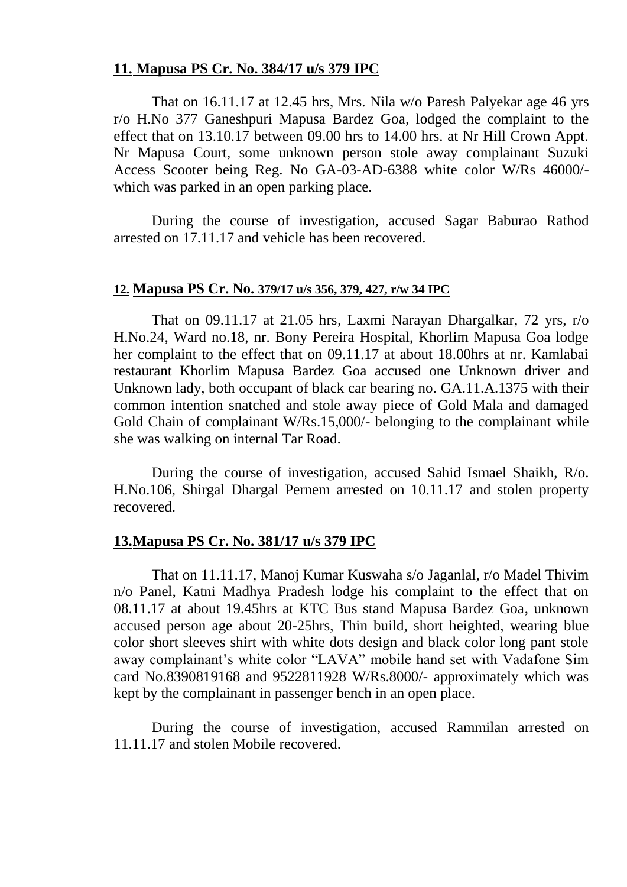**11. Mapusa PS Cr. No. 384/17 u/s 379 IPC**

That on 16.11.17 at 12.45 hrs, Mrs. Nila w/o Paresh Palyekar age 46 yrs r/o H.No 377 Ganeshpuri Mapusa Bardez Goa, lodged the complaint to the effect that on 13.10.17 between 09.00 hrs to 14.00 hrs. at Nr Hill Crown Appt. Nr Mapusa Court, some unknown person stole away complainant Suzuki Access Scooter being Reg. No GA-03-AD-6388 white color W/Rs 46000/- which was parked in an open parking place.

During the course of investigation, accused Sagar Baburao Rathod arrested on 17.11.17 and vehicle has been recovered.

**12. Mapusa PS Cr. No. 379/17 u/s 356, 379, 427, r/w 34 IPC**

That on 09.11.17 at 21.05 hrs, Laxmi Narayan Dhargalkar, 72 yrs, r/o H.No.24, Ward no.18, nr. Bony Pereira Hospital, Khorlim Mapusa Goa lodge her complaint to the effect that on 09.11.17 at about 18.00hrs at nr. Kamlabai restaurant Khorlim Mapusa Bardez Goa accused one Unknown driver and Unknown lady, both occupant of black car bearing no. GA.11.A.1375 with their common intention snatched and stole away piece of Gold Mala and damaged Gold Chain of complainant W/Rs.15,000/- belonging to the complainant while she was walking on internal Tar Road.

During the course of investigation, accused Sahid Ismael Shaikh, R/o. H.No.106, Shirgal Dhargal Pernem arrested on 10.11.17 and stolen property recovered.

**13. Mapusa PS Cr. No. 381/17 u/s 379 IPC**

That on 11.11.17, Manoj Kumar Kuswaha s/o Jaganlal, r/o Madel Thivim n/o Panel, Katni Madhya Pradesh lodge his complaint to the effect that on 08.11.17 at about 19.45hrs at KTC Bus stand Mapusa Bardez Goa, unknown accused person age about 20-25hrs, Thin build, short heighted, wearing blue color short sleeves shirt with white dots design and black color long pant stole away complainant's white color "LAVA" mobile hand set with Vadafone Sim card No.8390819168 and 9522811928 W/Rs.8000/- approximately which was kept by the complainant in passenger bench in an open place.

During the course of investigation, accused Rammilan arrested on 11.11.17 and stolen Mobile recovered.